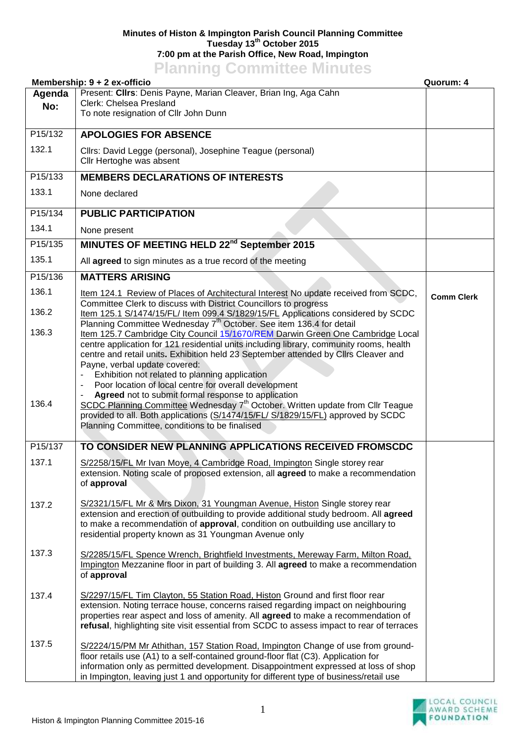**Minutes of Histon & Impington Parish Council Planning Committee**
**Tuesday 13th October 2015**
**7:00 pm at the Parish Office, New Road, Impington**

# Planning Committee Minutes

**Membership: 9 + 2 ex-officio** **Quorum: 4**

| Agenda No: | | |
|---|---|---|
| | Present: **Cllrs**: Denis Payne, Marian Cleaver, Brian Ing, Aga Cahn<br>Clerk: Chelsea Presland<br>To note resignation of Cllr John Dunn | |
| P15/132 | **APOLOGIES FOR ABSENCE** | |
| 132.1 | Cllrs: David Legge (personal), Josephine Teague (personal)<br>Cllr Hertoghe was absent | |
| P15/133 | **MEMBERS DECLARATIONS OF INTERESTS** | |
| 133.1 | None declared | |
| P15/134 | **PUBLIC PARTICIPATION** | |
| 134.1 | None present | |
| P15/135 | **MINUTES OF MEETING HELD 22nd September 2015** | |
| 135.1 | All **agreed** to sign minutes as a true record of the meeting | |
| P15/136 | **MATTERS ARISING** | |
| 136.1 | Item 124.1 Review of Places of Architectural Interest No update received from SCDC, Committee Clerk to discuss with District Councillors to progress | **Comm Clerk** |
| 136.2 | Item 125.1 S/1474/15/FL/ Item 099.4 S/1829/15/FL Applications considered by SCDC Planning Committee Wednesday 7th October. See item 136.4 for detail | |
| 136.3 | Item 125.7 Cambridge City Council 15/1670/REM Darwin Green One Cambridge Local centre application for 121 residential units including library, community rooms, health centre and retail units. Exhibition held 23 September attended by Cllrs Cleaver and Payne, verbal update covered:<br>- Exhibition not related to planning application<br>- Poor location of local centre for overall development<br>- **Agreed** not to submit formal response to application | |
| 136.4 | SCDC Planning Committee Wednesday 7th October. Written update from Cllr Teague provided to all. Both applications (S/1474/15/FL/ S/1829/15/FL) approved by SCDC Planning Committee, conditions to be finalised | |
| P15/137 | **TO CONSIDER NEW PLANNING APPLICATIONS RECEIVED FROMSCDC** | |
| 137.1 | S/2258/15/FL Mr Ivan Moye, 4 Cambridge Road, Impington Single storey rear extension. Noting scale of proposed extension, all **agreed** to make a recommendation of **approval** | |
| 137.2 | S/2321/15/FL Mr & Mrs Dixon, 31 Youngman Avenue, Histon Single storey rear extension and erection of outbuilding to provide additional study bedroom. All **agreed** to make a recommendation of **approval**, condition on outbuilding use ancillary to residential property known as 31 Youngman Avenue only | |
| 137.3 | S/2285/15/FL Spence Wrench, Brightfield Investments, Mereway Farm, Milton Road, Impington Mezzanine floor in part of building 3. All **agreed** to make a recommendation of **approval** | |
| 137.4 | S/2297/15/FL Tim Clayton, 55 Station Road, Histon Ground and first floor rear extension. Noting terrace house, concerns raised regarding impact on neighbouring properties rear aspect and loss of amenity. All **agreed** to make a recommendation of **refusal**, highlighting site visit essential from SCDC to assess impact to rear of terraces | |
| 137.5 | S/2224/15/PM Mr Athithan, 157 Station Road, Impington Change of use from ground-floor retails use (A1) to a self-contained ground-floor flat (C3). Application for information only as permitted development. Disappointment expressed at loss of shop in Impington, leaving just 1 and opportunity for different type of business/retail use | |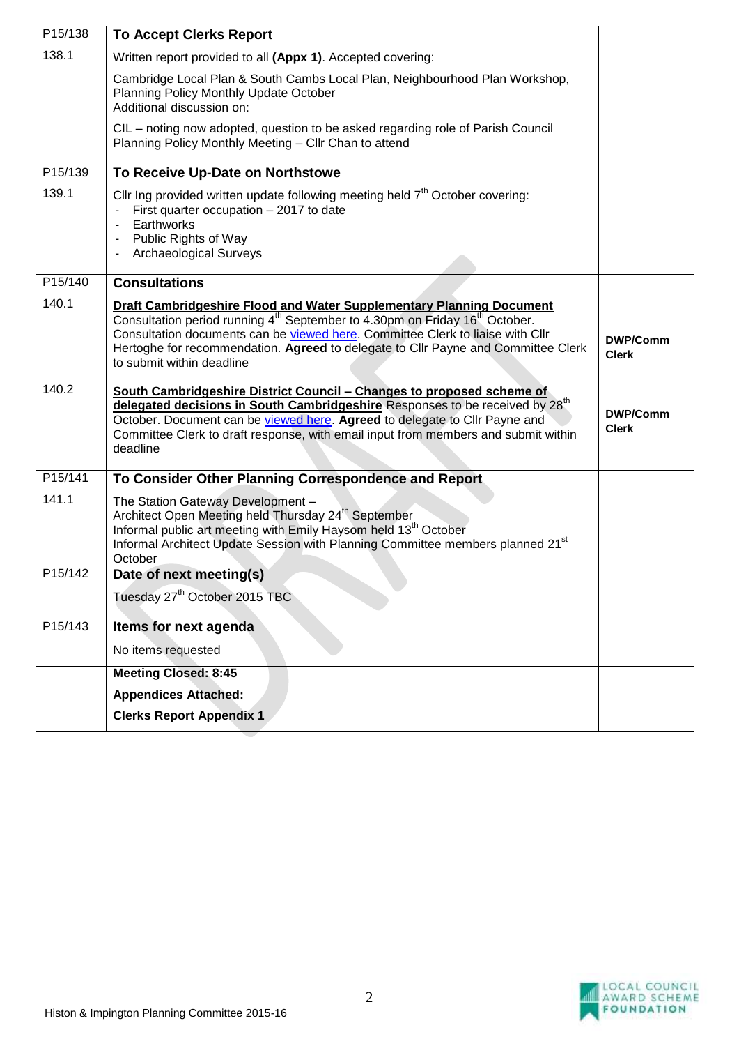| | | |
|---|---|---|
| P15/138 | **To Accept Clerks Report** | |
| 138.1 | Written report provided to all **(Appx 1)**. Accepted covering:<br><br>Cambridge Local Plan & South Cambs Local Plan, Neighbourhood Plan Workshop, Planning Policy Monthly Update October<br>Additional discussion on:<br><br>CIL – noting now adopted, question to be asked regarding role of Parish Council<br>Planning Policy Monthly Meeting – Cllr Chan to attend | |
| P15/139 | **To Receive Up-Date on Northstowe** | |
| 139.1 | Cllr Ing provided written update following meeting held 7th October covering:<br>- First quarter occupation – 2017 to date<br>- Earthworks<br>- Public Rights of Way<br>- Archaeological Surveys | |
| P15/140 | **Consultations** | |
| 140.1 | **Draft Cambridgeshire Flood and Water Supplementary Planning Document**<br>Consultation period running 4th September to 4.30pm on Friday 16th October. Consultation documents can be viewed here. Committee Clerk to liaise with Cllr Hertoghe for recommendation. **Agreed** to delegate to Cllr Payne and Committee Clerk to submit within deadline | **DWP/Comm Clerk** |
| 140.2 | **South Cambridgeshire District Council – Changes to proposed scheme of delegated decisions in South Cambridgeshire** Responses to be received by 28th October. Document can be viewed here. **Agreed** to delegate to Cllr Payne and Committee Clerk to draft response, with email input from members and submit within deadline | **DWP/Comm Clerk** |
| P15/141 | **To Consider Other Planning Correspondence and Report** | |
| 141.1 | The Station Gateway Development –<br>Architect Open Meeting held Thursday 24th September<br>Informal public art meeting with Emily Haysom held 13th October<br>Informal Architect Update Session with Planning Committee members planned 21st October | |
| P15/142 | **Date of next meeting(s)**<br><br>Tuesday 27th October 2015 TBC | |
| P15/143 | **Items for next agenda**<br><br>No items requested | |
| | **Meeting Closed: 8:45**<br><br>**Appendices Attached:**<br><br>**Clerks Report Appendix 1** | |